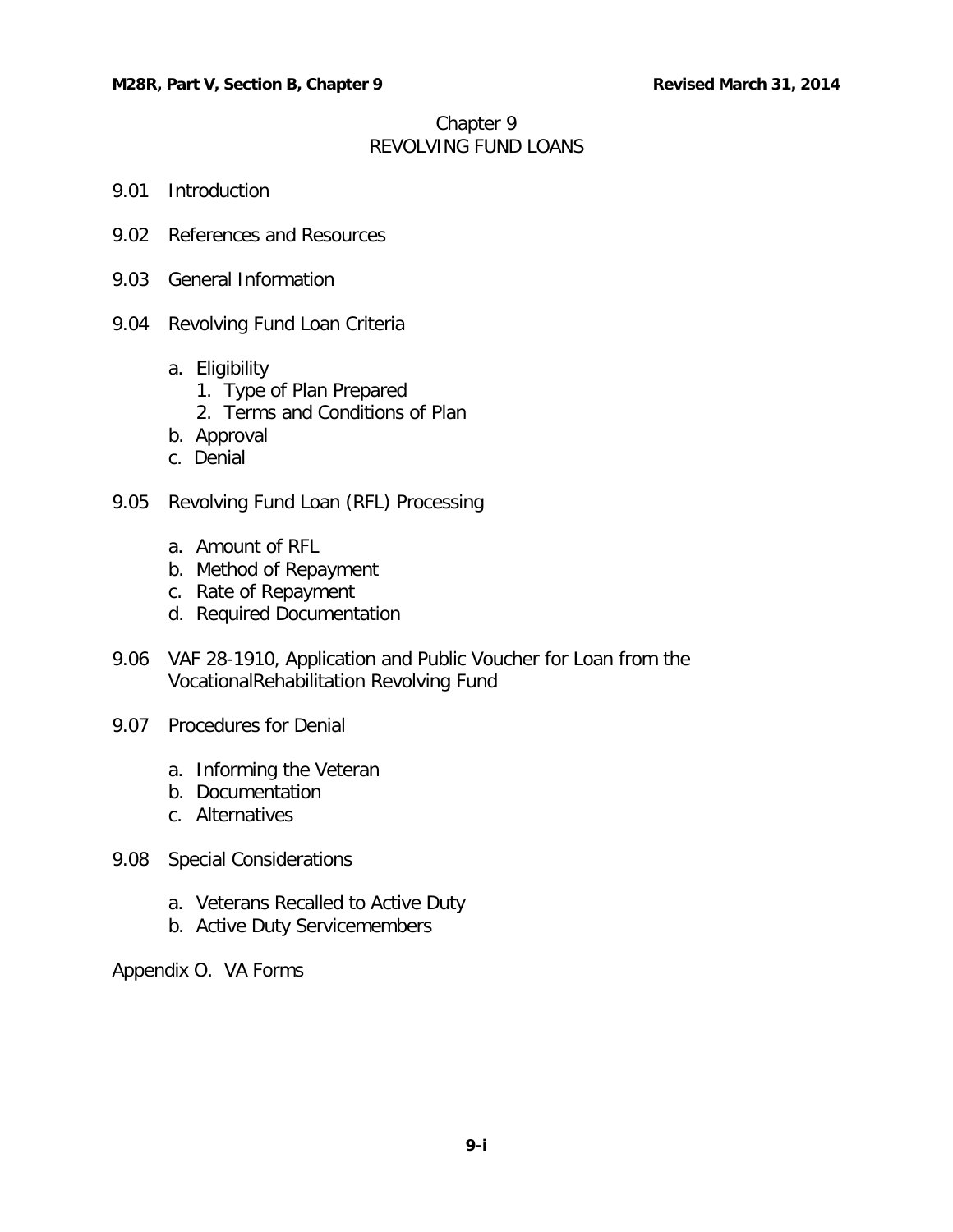# Chapter 9
## REVOLVING FUND LOANS

9.01 Introduction

9.02 References and Resources

9.03 General Information

9.04 Revolving Fund Loan Criteria

- a. Eligibility
  1. Type of Plan Prepared
  2. Terms and Conditions of Plan
- b. Approval
- c. Denial

9.05 Revolving Fund Loan (RFL) Processing

- a. Amount of RFL
- b. Method of Repayment
- c. Rate of Repayment
- d. Required Documentation

9.06 VAF 28-1910, Application and Public Voucher for Loan from the VocationalRehabilitation Revolving Fund

9.07 Procedures for Denial

- a. Informing the Veteran
- b. Documentation
- c. Alternatives

9.08 Special Considerations

- a. Veterans Recalled to Active Duty
- b. Active Duty Servicemembers

Appendix O. VA Forms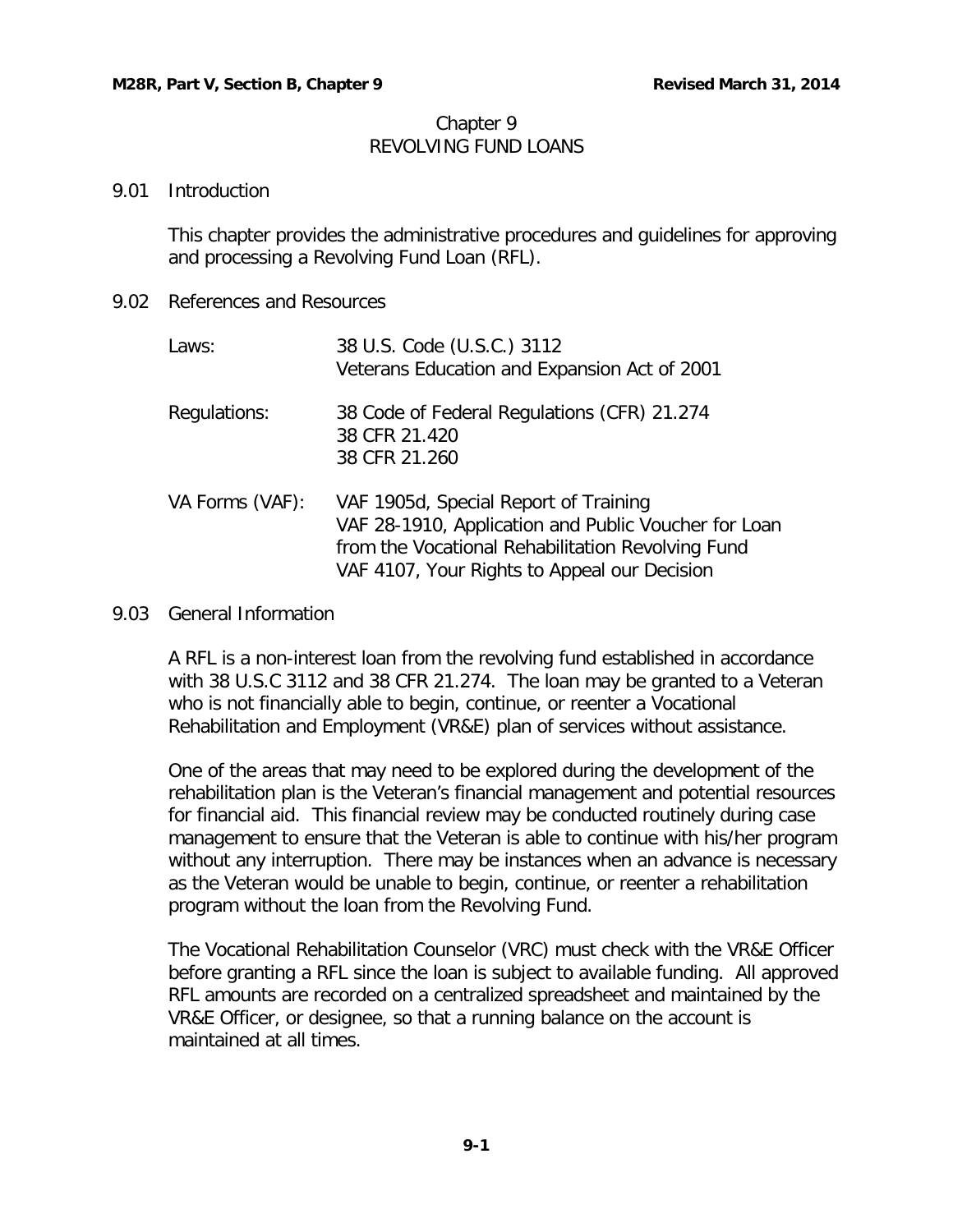# Chapter 9
# REVOLVING FUND LOANS

## 9.01 Introduction

This chapter provides the administrative procedures and guidelines for approving and processing a Revolving Fund Loan (RFL).

## 9.02 References and Resources

| | |
|---|---|
| Laws: | 38 U.S. Code (U.S.C.) 3112<br>Veterans Education and Expansion Act of 2001 |
| Regulations: | 38 Code of Federal Regulations (CFR) 21.274<br>38 CFR 21.420<br>38 CFR 21.260 |
| VA Forms (VAF): | VAF 1905d, Special Report of Training<br>VAF 28-1910, Application and Public Voucher for Loan from the Vocational Rehabilitation Revolving Fund<br>VAF 4107, Your Rights to Appeal our Decision |

## 9.03 General Information

A RFL is a non-interest loan from the revolving fund established in accordance with 38 U.S.C 3112 and 38 CFR 21.274. The loan may be granted to a Veteran who is not financially able to begin, continue, or reenter a Vocational Rehabilitation and Employment (VR&E) plan of services without assistance.

One of the areas that may need to be explored during the development of the rehabilitation plan is the Veteran's financial management and potential resources for financial aid. This financial review may be conducted routinely during case management to ensure that the Veteran is able to continue with his/her program without any interruption. There may be instances when an advance is necessary as the Veteran would be unable to begin, continue, or reenter a rehabilitation program without the loan from the Revolving Fund.

The Vocational Rehabilitation Counselor (VRC) must check with the VR&E Officer before granting a RFL since the loan is subject to available funding. All approved RFL amounts are recorded on a centralized spreadsheet and maintained by the VR&E Officer, or designee, so that a running balance on the account is maintained at all times.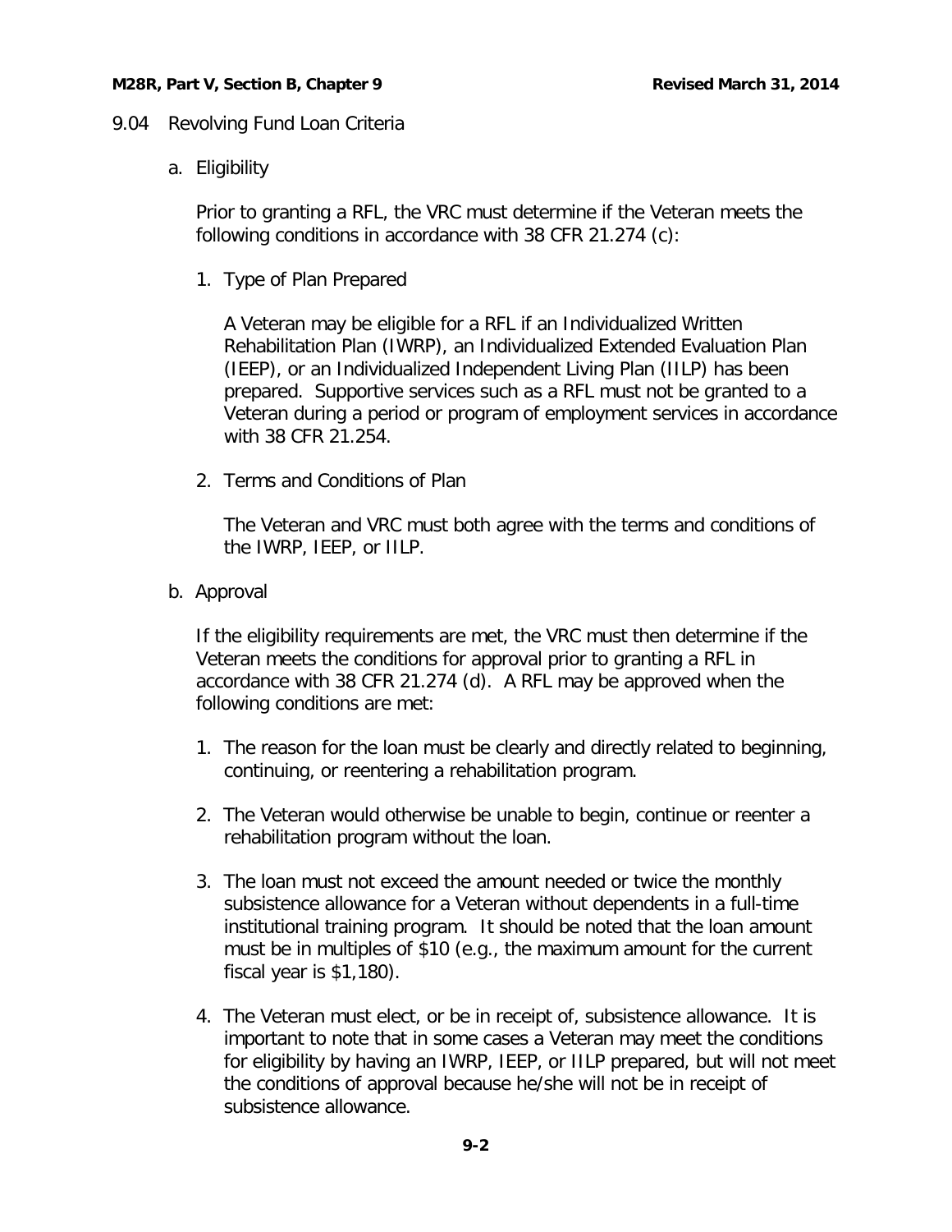## 9.04 Revolving Fund Loan Criteria

### a. Eligibility

Prior to granting a RFL, the VRC must determine if the Veteran meets the following conditions in accordance with 38 CFR 21.274 (c):

1. Type of Plan Prepared

   A Veteran may be eligible for a RFL if an Individualized Written Rehabilitation Plan (IWRP), an Individualized Extended Evaluation Plan (IEEP), or an Individualized Independent Living Plan (IILP) has been prepared. Supportive services such as a RFL must not be granted to a Veteran during a period or program of employment services in accordance with 38 CFR 21.254.

2. Terms and Conditions of Plan

   The Veteran and VRC must both agree with the terms and conditions of the IWRP, IEEP, or IILP.

### b. Approval

If the eligibility requirements are met, the VRC must then determine if the Veteran meets the conditions for approval prior to granting a RFL in accordance with 38 CFR 21.274 (d). A RFL may be approved when the following conditions are met:

1. The reason for the loan must be clearly and directly related to beginning, continuing, or reentering a rehabilitation program.

2. The Veteran would otherwise be unable to begin, continue or reenter a rehabilitation program without the loan.

3. The loan must not exceed the amount needed or twice the monthly subsistence allowance for a Veteran without dependents in a full-time institutional training program. It should be noted that the loan amount must be in multiples of $10 (e.g., the maximum amount for the current fiscal year is $1,180).

4. The Veteran must elect, or be in receipt of, subsistence allowance. It is important to note that in some cases a Veteran may meet the conditions for eligibility by having an IWRP, IEEP, or IILP prepared, but will not meet the conditions of approval because he/she will not be in receipt of subsistence allowance.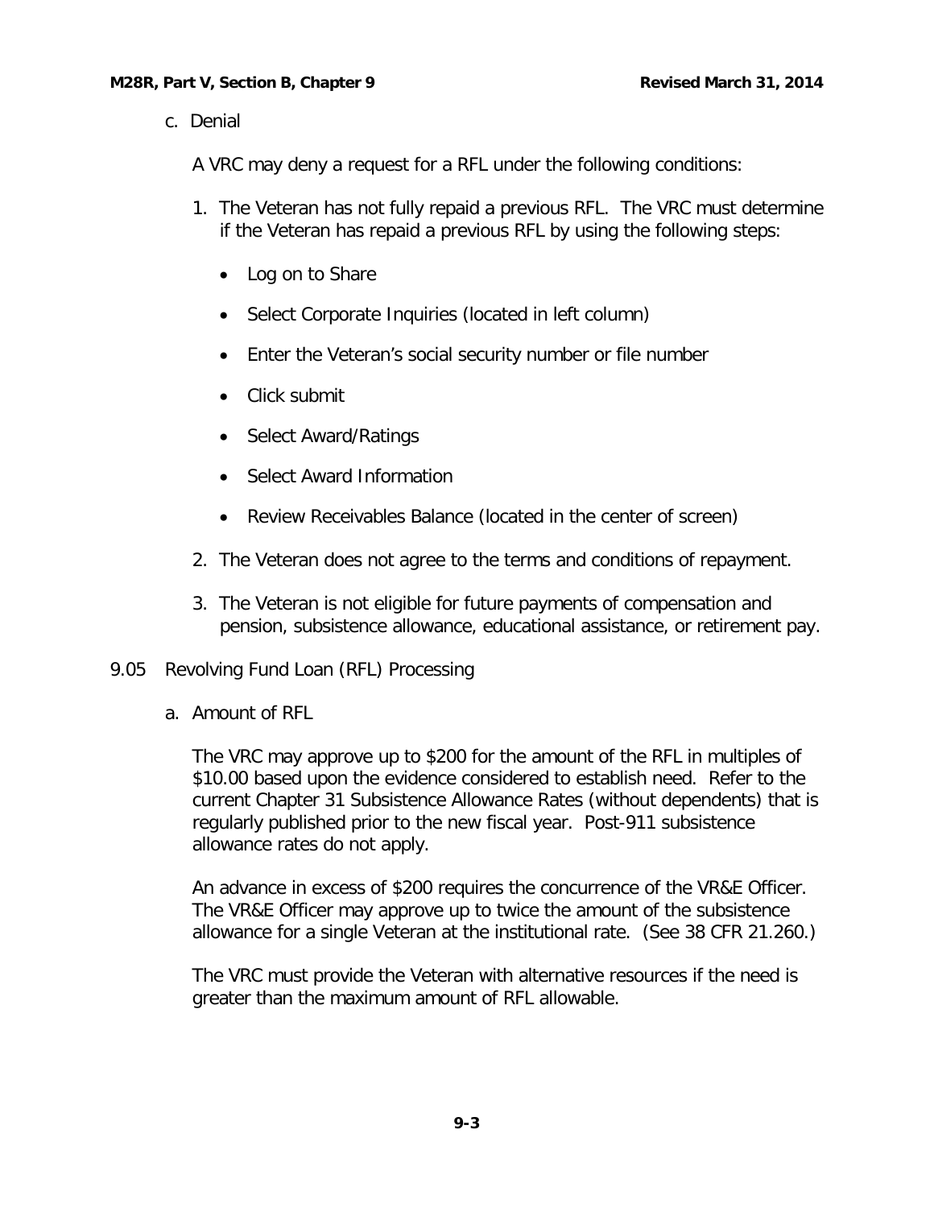c. Denial

A VRC may deny a request for a RFL under the following conditions:

1. The Veteran has not fully repaid a previous RFL. The VRC must determine if the Veteran has repaid a previous RFL by using the following steps:

    - Log on to Share
    - Select Corporate Inquiries (located in left column)
    - Enter the Veteran's social security number or file number
    - Click submit
    - Select Award/Ratings
    - Select Award Information
    - Review Receivables Balance (located in the center of screen)

2. The Veteran does not agree to the terms and conditions of repayment.

3. The Veteran is not eligible for future payments of compensation and pension, subsistence allowance, educational assistance, or retirement pay.

## 9.05 Revolving Fund Loan (RFL) Processing

a. Amount of RFL

The VRC may approve up to $200 for the amount of the RFL in multiples of $10.00 based upon the evidence considered to establish need. Refer to the current Chapter 31 Subsistence Allowance Rates (without dependents) that is regularly published prior to the new fiscal year. Post-911 subsistence allowance rates do not apply.

An advance in excess of $200 requires the concurrence of the VR&E Officer. The VR&E Officer may approve up to twice the amount of the subsistence allowance for a single Veteran at the institutional rate. (See 38 CFR 21.260.)

The VRC must provide the Veteran with alternative resources if the need is greater than the maximum amount of RFL allowable.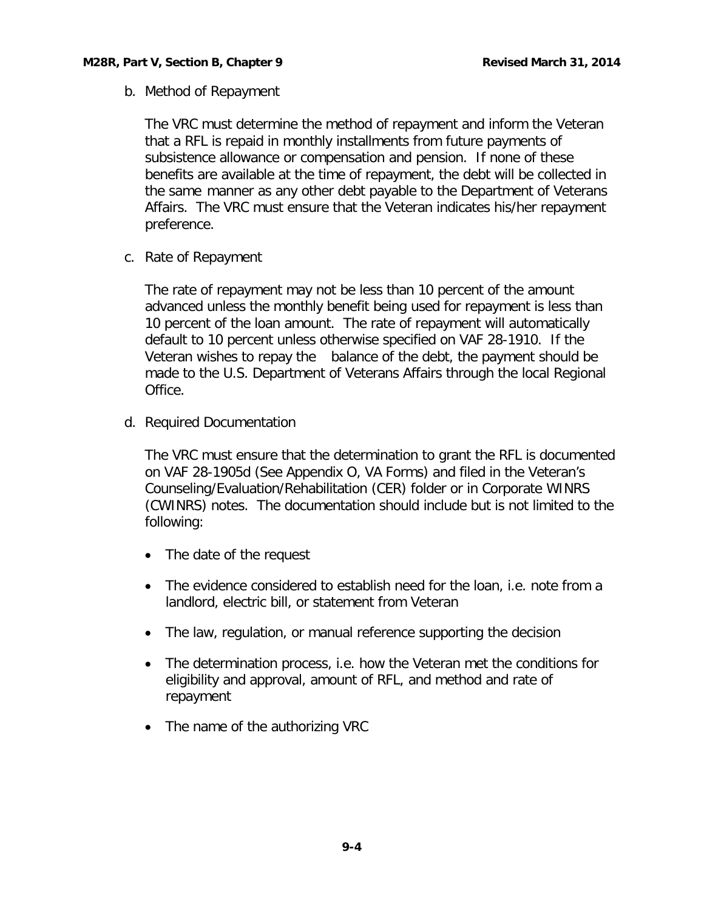b. Method of Repayment

The VRC must determine the method of repayment and inform the Veteran that a RFL is repaid in monthly installments from future payments of subsistence allowance or compensation and pension. If none of these benefits are available at the time of repayment, the debt will be collected in the same manner as any other debt payable to the Department of Veterans Affairs. The VRC must ensure that the Veteran indicates his/her repayment preference.

c. Rate of Repayment

The rate of repayment may not be less than 10 percent of the amount advanced unless the monthly benefit being used for repayment is less than 10 percent of the loan amount. The rate of repayment will automatically default to 10 percent unless otherwise specified on VAF 28-1910. If the Veteran wishes to repay the balance of the debt, the payment should be made to the U.S. Department of Veterans Affairs through the local Regional Office.

d. Required Documentation

The VRC must ensure that the determination to grant the RFL is documented on VAF 28-1905d (See Appendix O, VA Forms) and filed in the Veteran's Counseling/Evaluation/Rehabilitation (CER) folder or in Corporate WINRS (CWINRS) notes. The documentation should include but is not limited to the following:

- The date of the request
- The evidence considered to establish need for the loan, i.e. note from a landlord, electric bill, or statement from Veteran
- The law, regulation, or manual reference supporting the decision
- The determination process, i.e. how the Veteran met the conditions for eligibility and approval, amount of RFL, and method and rate of repayment
- The name of the authorizing VRC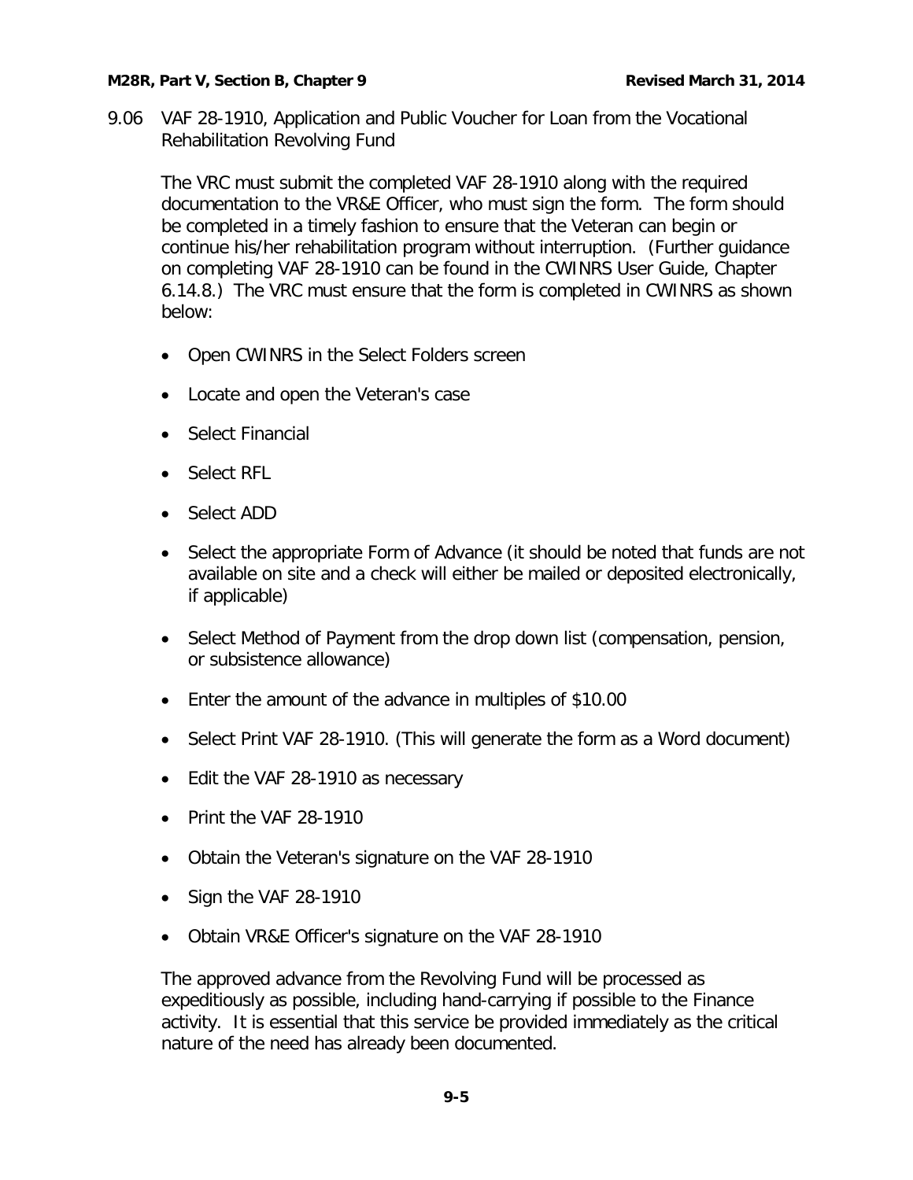9.06 VAF 28-1910, Application and Public Voucher for Loan from the Vocational Rehabilitation Revolving Fund

The VRC must submit the completed VAF 28-1910 along with the required documentation to the VR&E Officer, who must sign the form. The form should be completed in a timely fashion to ensure that the Veteran can begin or continue his/her rehabilitation program without interruption. (Further guidance on completing VAF 28-1910 can be found in the CWINRS User Guide, Chapter 6.14.8.) The VRC must ensure that the form is completed in CWINRS as shown below:

- Open CWINRS in the Select Folders screen
- Locate and open the Veteran's case
- Select Financial
- Select RFL
- Select ADD
- Select the appropriate Form of Advance (it should be noted that funds are not available on site and a check will either be mailed or deposited electronically, if applicable)
- Select Method of Payment from the drop down list (compensation, pension, or subsistence allowance)
- Enter the amount of the advance in multiples of $10.00
- Select Print VAF 28-1910. (This will generate the form as a Word document)
- Edit the VAF 28-1910 as necessary
- Print the VAF 28-1910
- Obtain the Veteran's signature on the VAF 28-1910
- Sign the VAF 28-1910
- Obtain VR&E Officer's signature on the VAF 28-1910

The approved advance from the Revolving Fund will be processed as expeditiously as possible, including hand-carrying if possible to the Finance activity. It is essential that this service be provided immediately as the critical nature of the need has already been documented.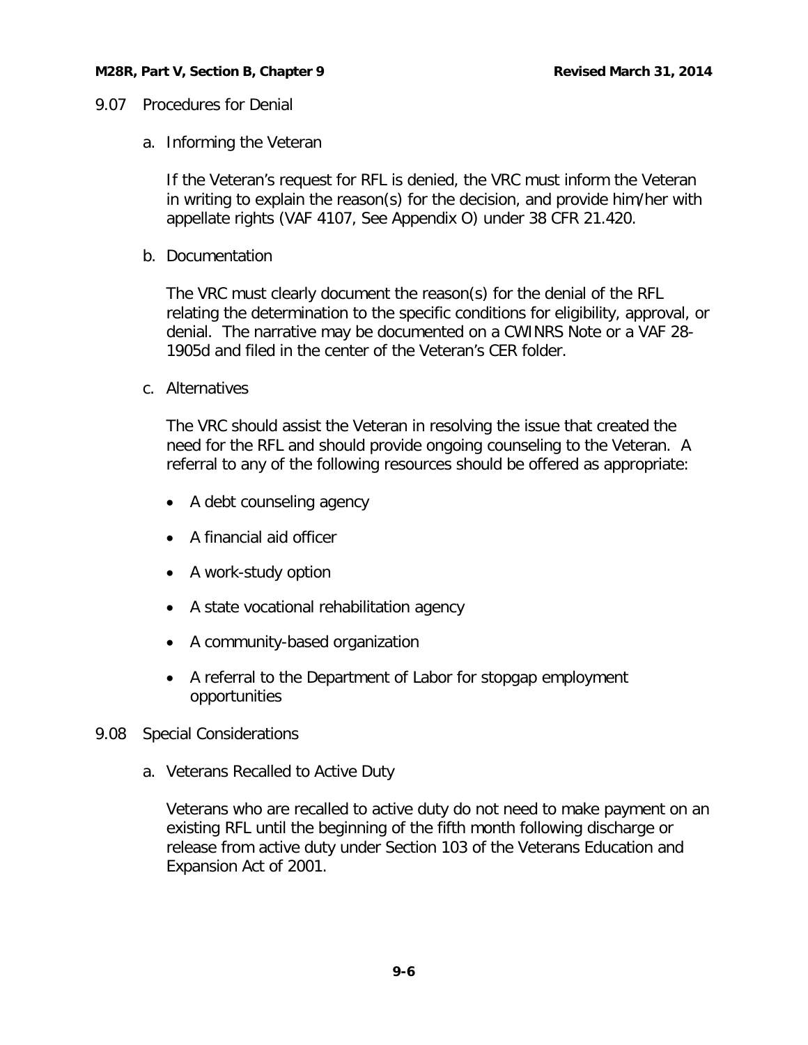## 9.07 Procedures for Denial

### a. Informing the Veteran

If the Veteran's request for RFL is denied, the VRC must inform the Veteran in writing to explain the reason(s) for the decision, and provide him/her with appellate rights (VAF 4107, See Appendix O) under 38 CFR 21.420.

### b. Documentation

The VRC must clearly document the reason(s) for the denial of the RFL relating the determination to the specific conditions for eligibility, approval, or denial. The narrative may be documented on a CWINRS Note or a VAF 28-1905d and filed in the center of the Veteran's CER folder.

### c. Alternatives

The VRC should assist the Veteran in resolving the issue that created the need for the RFL and should provide ongoing counseling to the Veteran. A referral to any of the following resources should be offered as appropriate:

- A debt counseling agency
- A financial aid officer
- A work-study option
- A state vocational rehabilitation agency
- A community-based organization
- A referral to the Department of Labor for stopgap employment opportunities

## 9.08 Special Considerations

### a. Veterans Recalled to Active Duty

Veterans who are recalled to active duty do not need to make payment on an existing RFL until the beginning of the fifth month following discharge or release from active duty under Section 103 of the Veterans Education and Expansion Act of 2001.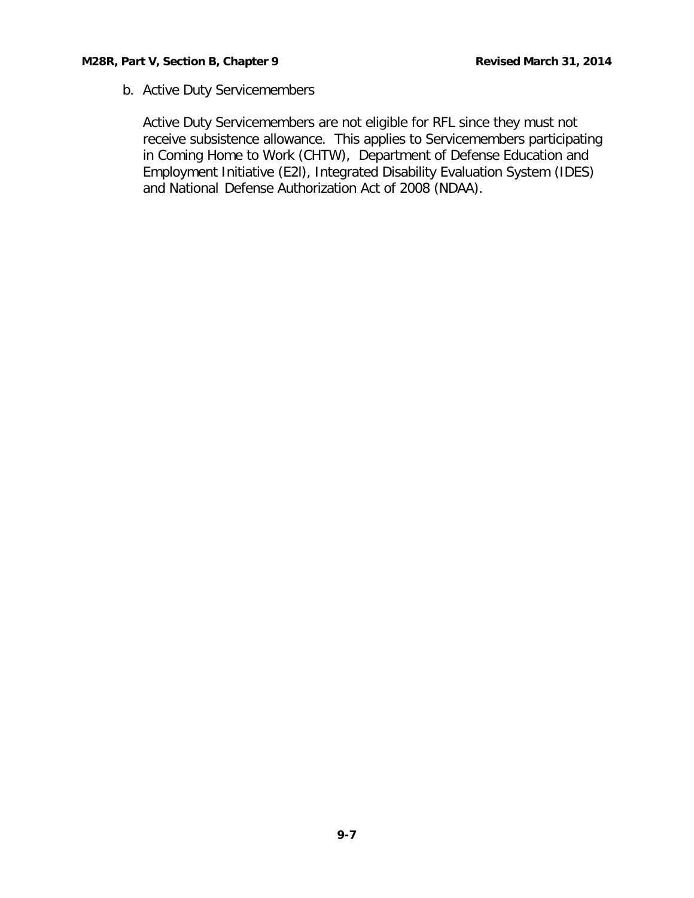b. Active Duty Servicemembers

Active Duty Servicemembers are not eligible for RFL since they must not receive subsistence allowance. This applies to Servicemembers participating in Coming Home to Work (CHTW), Department of Defense Education and Employment Initiative (E2I), Integrated Disability Evaluation System (IDES) and National Defense Authorization Act of 2008 (NDAA).